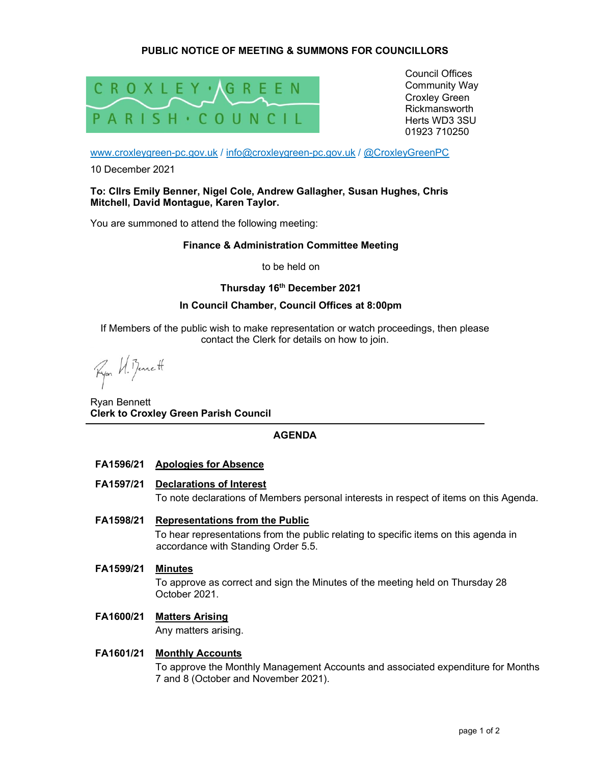**PUBLIC NOTICE OF MEETING & SUMMONS FOR COUNCILLORS**

CROXLEY · GREEN
PARISH · COUNCIL

Council Offices
Community Way
Croxley Green
Rickmansworth
Herts WD3 3SU
01923 710250

www.croxleygreen-pc.gov.uk / info@croxleygreen-pc.gov.uk / @CroxleyGreenPC

10 December 2021

**To: Cllrs Emily Benner, Nigel Cole, Andrew Gallagher, Susan Hughes, Chris Mitchell, David Montague, Karen Taylor.**

You are summoned to attend the following meeting:

**Finance & Administration Committee Meeting**

to be held on

**Thursday 16th December 2021**

**In Council Chamber, Council Offices at 8:00pm**

If Members of the public wish to make representation or watch proceedings, then please contact the Clerk for details on how to join.

Ryan Bennett
**Clerk to Croxley Green Parish Council**

---

## AGENDA

**FA1596/21 Apologies for Absence**

**FA1597/21 Declarations of Interest**

To note declarations of Members personal interests in respect of items on this Agenda.

**FA1598/21 Representations from the Public**

To hear representations from the public relating to specific items on this agenda in accordance with Standing Order 5.5.

**FA1599/21 Minutes**

To approve as correct and sign the Minutes of the meeting held on Thursday 28 October 2021.

**FA1600/21 Matters Arising**

Any matters arising.

**FA1601/21 Monthly Accounts**

To approve the Monthly Management Accounts and associated expenditure for Months 7 and 8 (October and November 2021).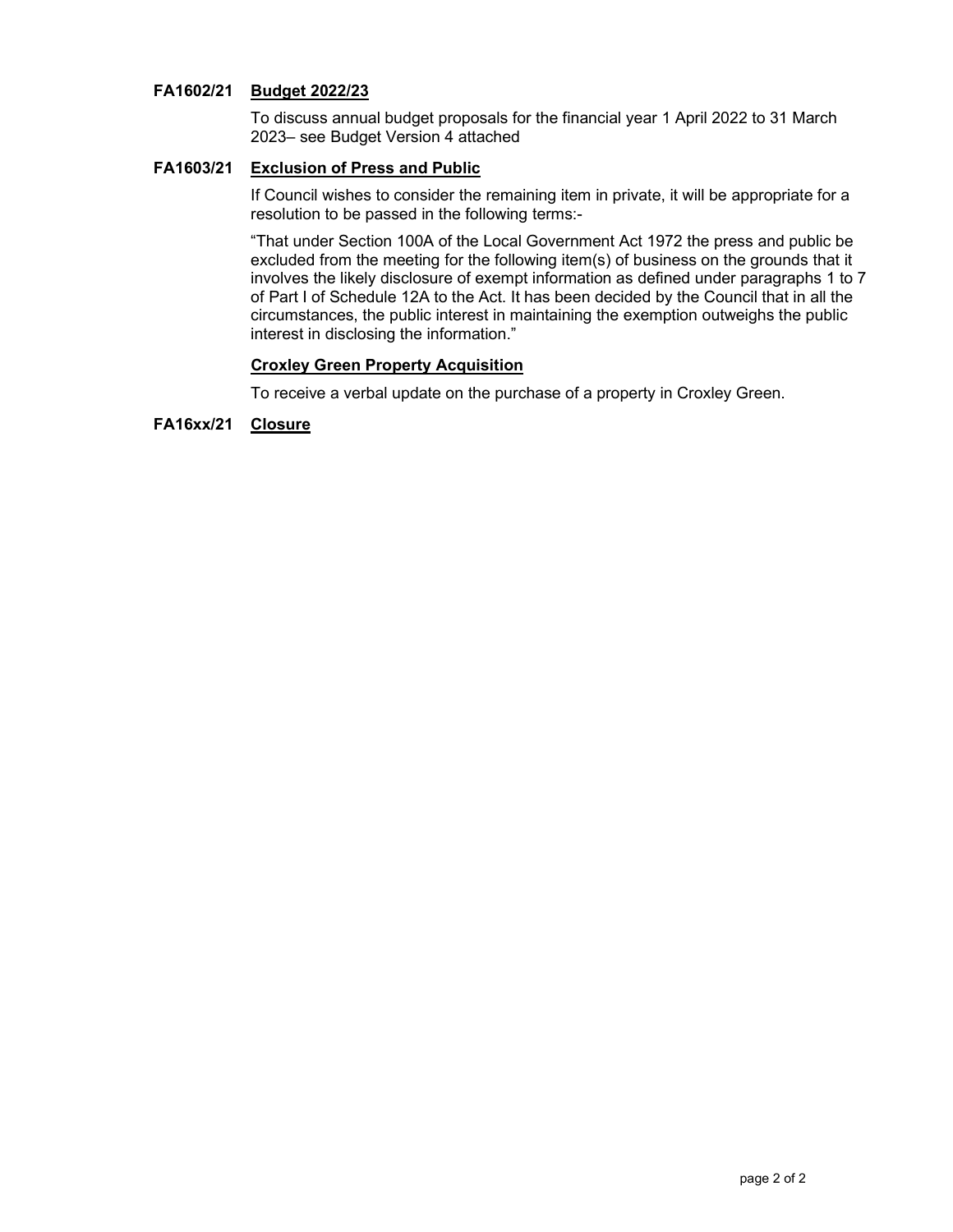**FA1602/21 Budget 2022/23**

To discuss annual budget proposals for the financial year 1 April 2022 to 31 March 2023– see Budget Version 4 attached

**FA1603/21 Exclusion of Press and Public**

If Council wishes to consider the remaining item in private, it will be appropriate for a resolution to be passed in the following terms:-

"That under Section 100A of the Local Government Act 1972 the press and public be excluded from the meeting for the following item(s) of business on the grounds that it involves the likely disclosure of exempt information as defined under paragraphs 1 to 7 of Part I of Schedule 12A to the Act. It has been decided by the Council that in all the circumstances, the public interest in maintaining the exemption outweighs the public interest in disclosing the information."

**Croxley Green Property Acquisition**

To receive a verbal update on the purchase of a property in Croxley Green.

**FA16xx/21 Closure**